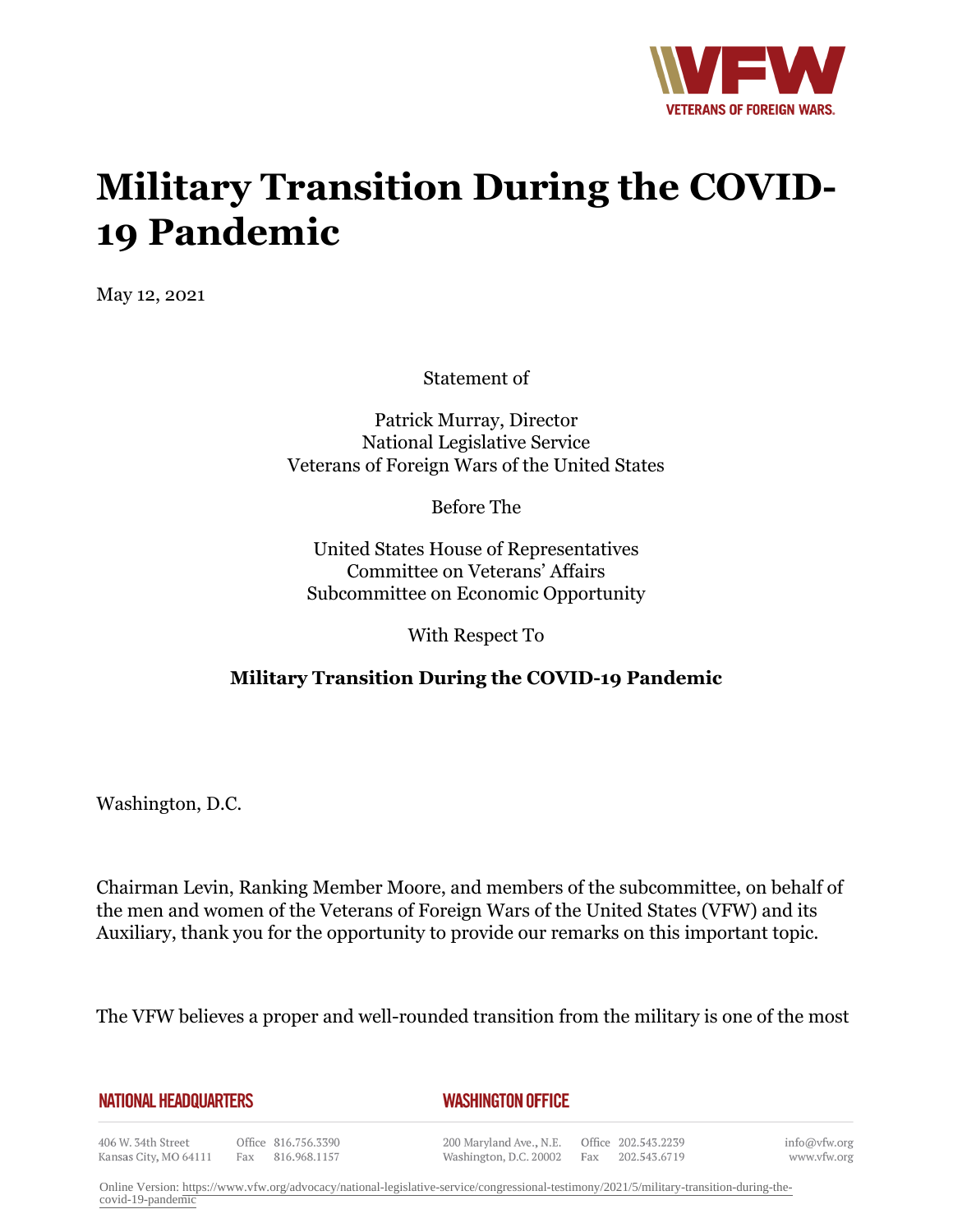# Military Transition During the COVID-19 Pandemic

May 12, 2021

Statement of

Patrick Murray, Director
National Legislative Service
Veterans of Foreign Wars of the United States

Before The

United States House of Representatives
Committee on Veterans' Affairs
Subcommittee on Economic Opportunity

With Respect To

**Military Transition During the COVID-19 Pandemic**

Washington, D.C.

Chairman Levin, Ranking Member Moore, and members of the subcommittee, on behalf of the men and women of the Veterans of Foreign Wars of the United States (VFW) and its Auxiliary, thank you for the opportunity to provide our remarks on this important topic.

The VFW believes a proper and well-rounded transition from the military is one of the most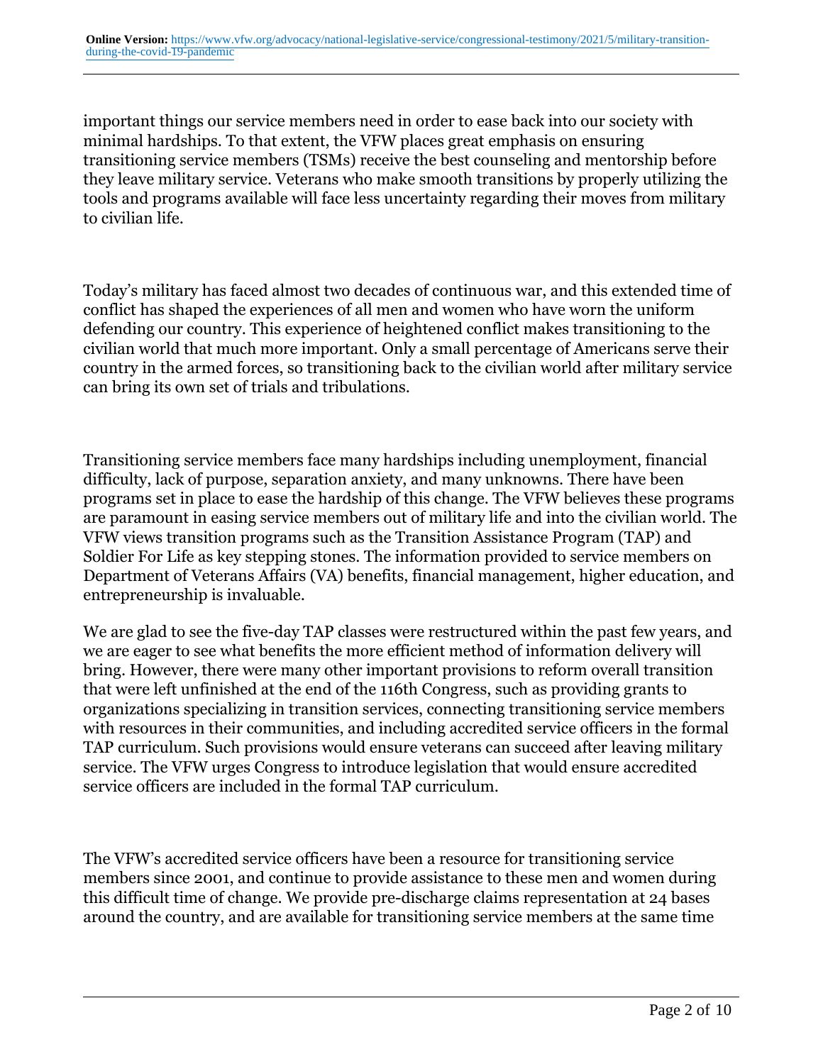important things our service members need in order to ease back into our society with minimal hardships. To that extent, the VFW places great emphasis on ensuring transitioning service members (TSMs) receive the best counseling and mentorship before they leave military service. Veterans who make smooth transitions by properly utilizing the tools and programs available will face less uncertainty regarding their moves from military to civilian life.

Today's military has faced almost two decades of continuous war, and this extended time of conflict has shaped the experiences of all men and women who have worn the uniform defending our country. This experience of heightened conflict makes transitioning to the civilian world that much more important. Only a small percentage of Americans serve their country in the armed forces, so transitioning back to the civilian world after military service can bring its own set of trials and tribulations.

Transitioning service members face many hardships including unemployment, financial difficulty, lack of purpose, separation anxiety, and many unknowns. There have been programs set in place to ease the hardship of this change. The VFW believes these programs are paramount in easing service members out of military life and into the civilian world. The VFW views transition programs such as the Transition Assistance Program (TAP) and Soldier For Life as key stepping stones. The information provided to service members on Department of Veterans Affairs (VA) benefits, financial management, higher education, and entrepreneurship is invaluable.

We are glad to see the five-day TAP classes were restructured within the past few years, and we are eager to see what benefits the more efficient method of information delivery will bring. However, there were many other important provisions to reform overall transition that were left unfinished at the end of the 116th Congress, such as providing grants to organizations specializing in transition services, connecting transitioning service members with resources in their communities, and including accredited service officers in the formal TAP curriculum. Such provisions would ensure veterans can succeed after leaving military service. The VFW urges Congress to introduce legislation that would ensure accredited service officers are included in the formal TAP curriculum.

The VFW's accredited service officers have been a resource for transitioning service members since 2001, and continue to provide assistance to these men and women during this difficult time of change. We provide pre-discharge claims representation at 24 bases around the country, and are available for transitioning service members at the same time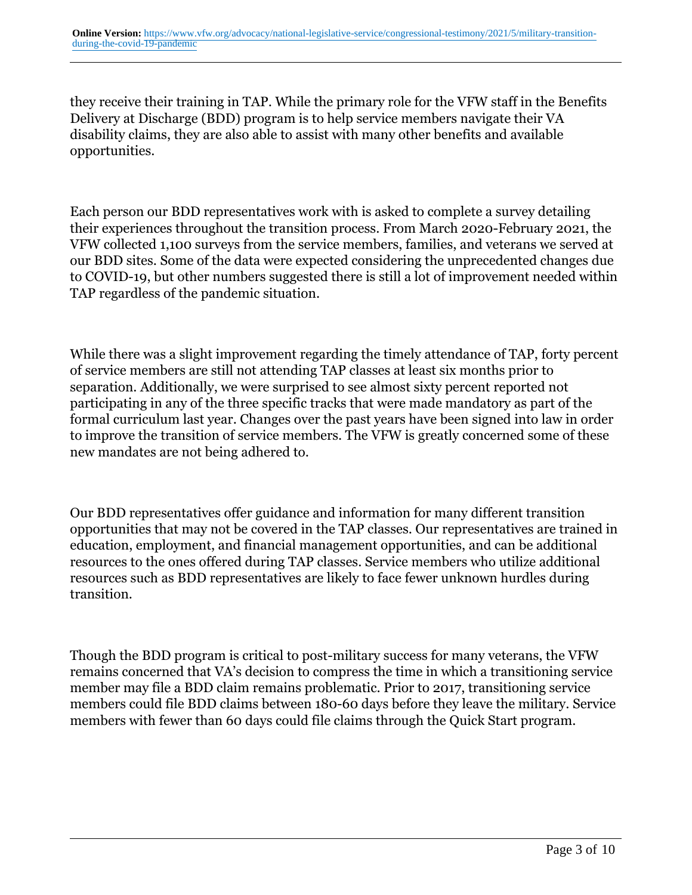they receive their training in TAP. While the primary role for the VFW staff in the Benefits Delivery at Discharge (BDD) program is to help service members navigate their VA disability claims, they are also able to assist with many other benefits and available opportunities.

Each person our BDD representatives work with is asked to complete a survey detailing their experiences throughout the transition process. From March 2020-February 2021, the VFW collected 1,100 surveys from the service members, families, and veterans we served at our BDD sites. Some of the data were expected considering the unprecedented changes due to COVID-19, but other numbers suggested there is still a lot of improvement needed within TAP regardless of the pandemic situation.

While there was a slight improvement regarding the timely attendance of TAP, forty percent of service members are still not attending TAP classes at least six months prior to separation. Additionally, we were surprised to see almost sixty percent reported not participating in any of the three specific tracks that were made mandatory as part of the formal curriculum last year. Changes over the past years have been signed into law in order to improve the transition of service members. The VFW is greatly concerned some of these new mandates are not being adhered to.

Our BDD representatives offer guidance and information for many different transition opportunities that may not be covered in the TAP classes. Our representatives are trained in education, employment, and financial management opportunities, and can be additional resources to the ones offered during TAP classes. Service members who utilize additional resources such as BDD representatives are likely to face fewer unknown hurdles during transition.

Though the BDD program is critical to post-military success for many veterans, the VFW remains concerned that VA's decision to compress the time in which a transitioning service member may file a BDD claim remains problematic. Prior to 2017, transitioning service members could file BDD claims between 180-60 days before they leave the military. Service members with fewer than 60 days could file claims through the Quick Start program.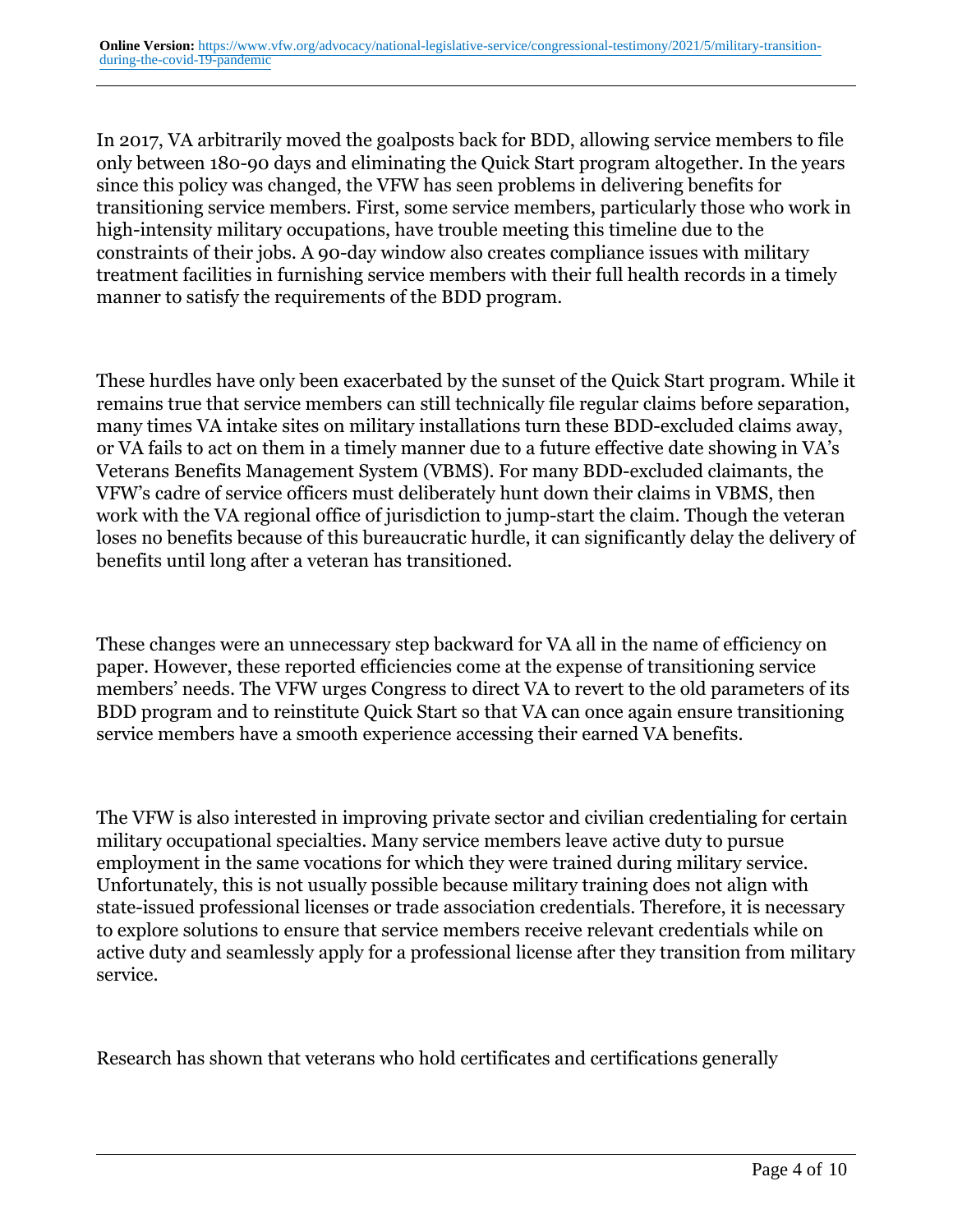In 2017, VA arbitrarily moved the goalposts back for BDD, allowing service members to file only between 180-90 days and eliminating the Quick Start program altogether. In the years since this policy was changed, the VFW has seen problems in delivering benefits for transitioning service members. First, some service members, particularly those who work in high-intensity military occupations, have trouble meeting this timeline due to the constraints of their jobs. A 90-day window also creates compliance issues with military treatment facilities in furnishing service members with their full health records in a timely manner to satisfy the requirements of the BDD program.

These hurdles have only been exacerbated by the sunset of the Quick Start program. While it remains true that service members can still technically file regular claims before separation, many times VA intake sites on military installations turn these BDD-excluded claims away, or VA fails to act on them in a timely manner due to a future effective date showing in VA's Veterans Benefits Management System (VBMS). For many BDD-excluded claimants, the VFW's cadre of service officers must deliberately hunt down their claims in VBMS, then work with the VA regional office of jurisdiction to jump-start the claim. Though the veteran loses no benefits because of this bureaucratic hurdle, it can significantly delay the delivery of benefits until long after a veteran has transitioned.

These changes were an unnecessary step backward for VA all in the name of efficiency on paper. However, these reported efficiencies come at the expense of transitioning service members' needs. The VFW urges Congress to direct VA to revert to the old parameters of its BDD program and to reinstitute Quick Start so that VA can once again ensure transitioning service members have a smooth experience accessing their earned VA benefits.

The VFW is also interested in improving private sector and civilian credentialing for certain military occupational specialties. Many service members leave active duty to pursue employment in the same vocations for which they were trained during military service. Unfortunately, this is not usually possible because military training does not align with state-issued professional licenses or trade association credentials. Therefore, it is necessary to explore solutions to ensure that service members receive relevant credentials while on active duty and seamlessly apply for a professional license after they transition from military service.

Research has shown that veterans who hold certificates and certifications generally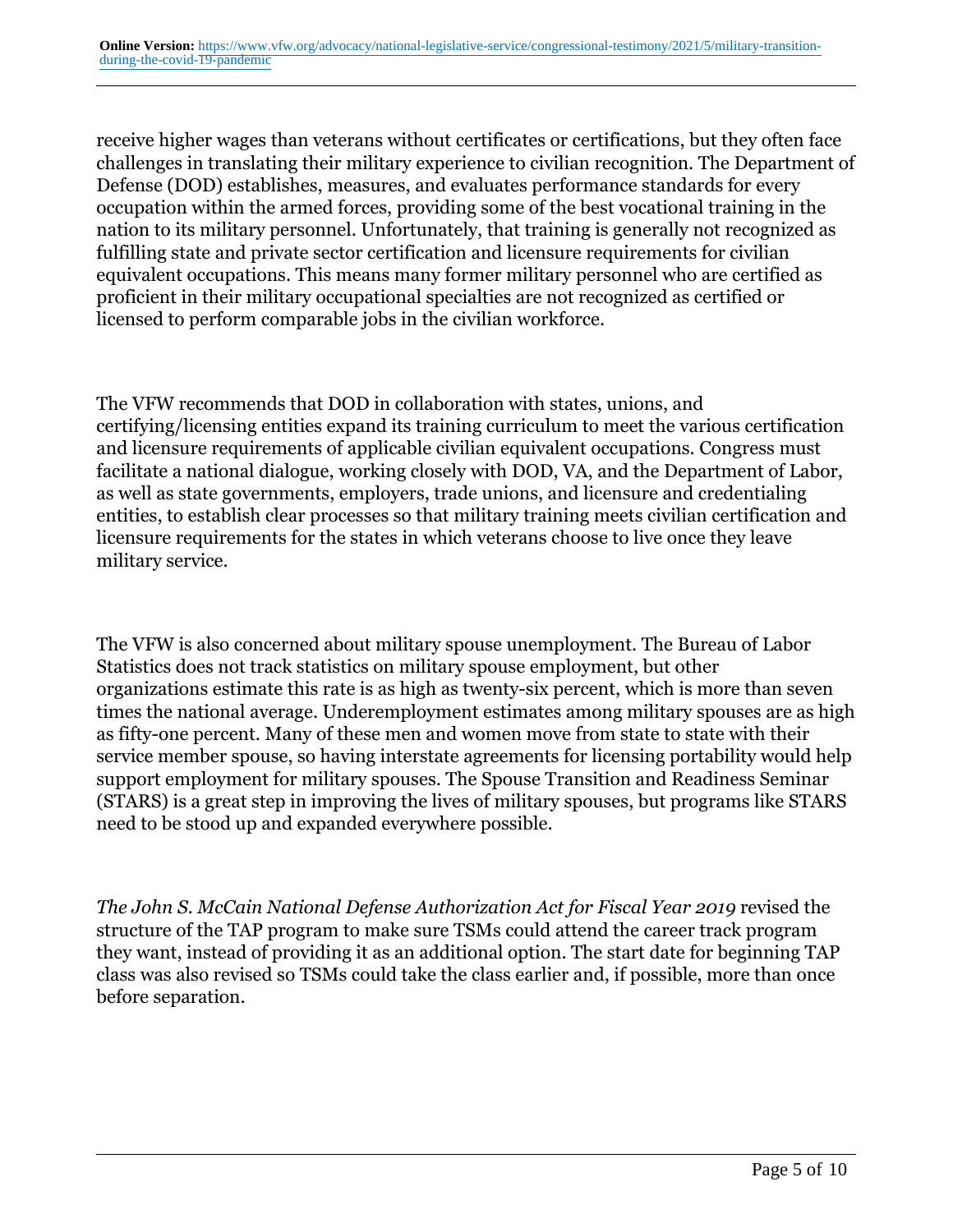receive higher wages than veterans without certificates or certifications, but they often face challenges in translating their military experience to civilian recognition. The Department of Defense (DOD) establishes, measures, and evaluates performance standards for every occupation within the armed forces, providing some of the best vocational training in the nation to its military personnel. Unfortunately, that training is generally not recognized as fulfilling state and private sector certification and licensure requirements for civilian equivalent occupations. This means many former military personnel who are certified as proficient in their military occupational specialties are not recognized as certified or licensed to perform comparable jobs in the civilian workforce.

The VFW recommends that DOD in collaboration with states, unions, and certifying/licensing entities expand its training curriculum to meet the various certification and licensure requirements of applicable civilian equivalent occupations. Congress must facilitate a national dialogue, working closely with DOD, VA, and the Department of Labor, as well as state governments, employers, trade unions, and licensure and credentialing entities, to establish clear processes so that military training meets civilian certification and licensure requirements for the states in which veterans choose to live once they leave military service.

The VFW is also concerned about military spouse unemployment. The Bureau of Labor Statistics does not track statistics on military spouse employment, but other organizations estimate this rate is as high as twenty-six percent, which is more than seven times the national average. Underemployment estimates among military spouses are as high as fifty-one percent. Many of these men and women move from state to state with their service member spouse, so having interstate agreements for licensing portability would help support employment for military spouses. The Spouse Transition and Readiness Seminar (STARS) is a great step in improving the lives of military spouses, but programs like STARS need to be stood up and expanded everywhere possible.

*The John S. McCain National Defense Authorization Act for Fiscal Year 2019* revised the structure of the TAP program to make sure TSMs could attend the career track program they want, instead of providing it as an additional option. The start date for beginning TAP class was also revised so TSMs could take the class earlier and, if possible, more than once before separation.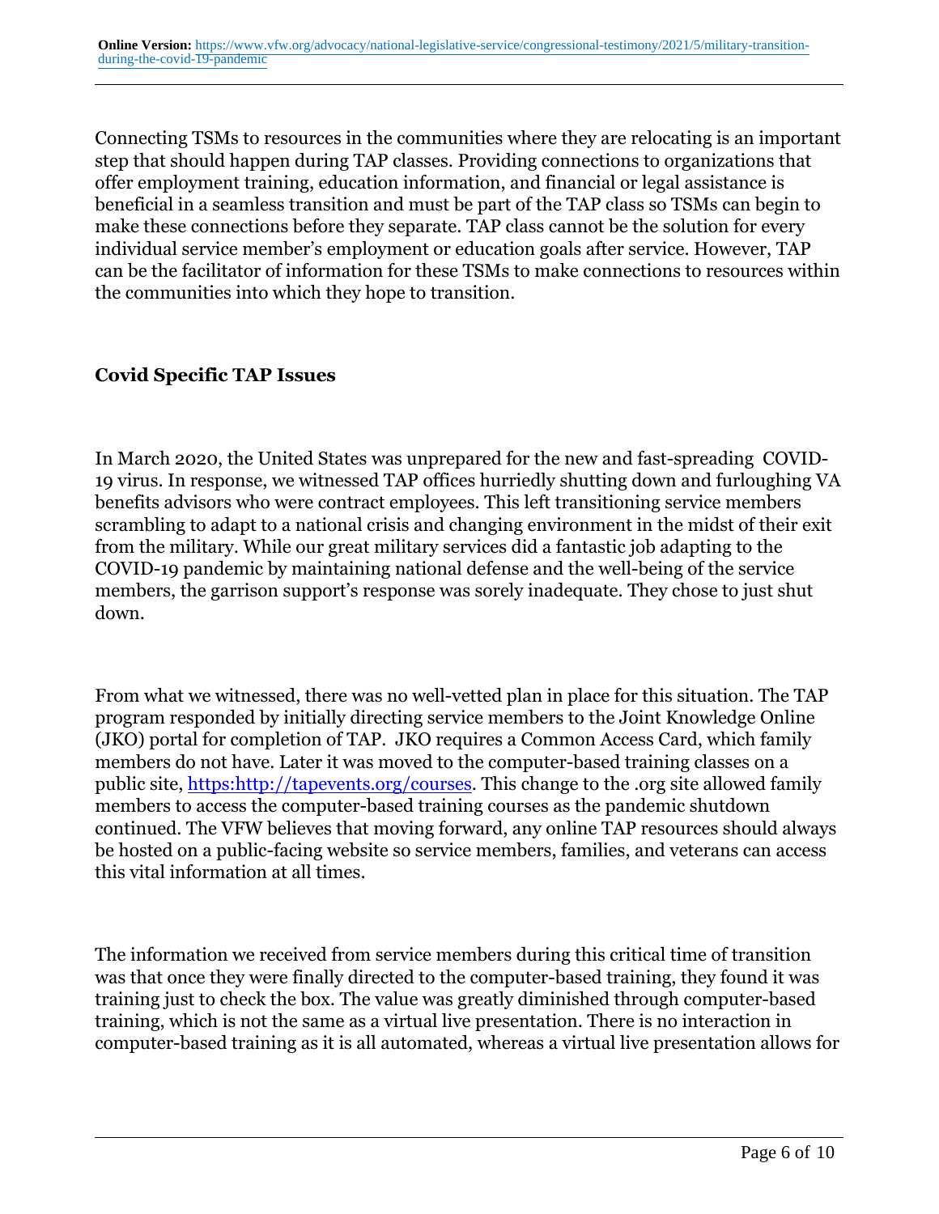Connecting TSMs to resources in the communities where they are relocating is an important step that should happen during TAP classes. Providing connections to organizations that offer employment training, education information, and financial or legal assistance is beneficial in a seamless transition and must be part of the TAP class so TSMs can begin to make these connections before they separate. TAP class cannot be the solution for every individual service member's employment or education goals after service. However, TAP can be the facilitator of information for these TSMs to make connections to resources within the communities into which they hope to transition.

**Covid Specific TAP Issues**

In March 2020, the United States was unprepared for the new and fast-spreading COVID-19 virus. In response, we witnessed TAP offices hurriedly shutting down and furloughing VA benefits advisors who were contract employees. This left transitioning service members scrambling to adapt to a national crisis and changing environment in the midst of their exit from the military. While our great military services did a fantastic job adapting to the COVID-19 pandemic by maintaining national defense and the well-being of the service members, the garrison support's response was sorely inadequate. They chose to just shut down.

From what we witnessed, there was no well-vetted plan in place for this situation. The TAP program responded by initially directing service members to the Joint Knowledge Online (JKO) portal for completion of TAP. JKO requires a Common Access Card, which family members do not have. Later it was moved to the computer-based training classes on a public site, https:http://tapevents.org/courses. This change to the .org site allowed family members to access the computer-based training courses as the pandemic shutdown continued. The VFW believes that moving forward, any online TAP resources should always be hosted on a public-facing website so service members, families, and veterans can access this vital information at all times.

The information we received from service members during this critical time of transition was that once they were finally directed to the computer-based training, they found it was training just to check the box. The value was greatly diminished through computer-based training, which is not the same as a virtual live presentation. There is no interaction in computer-based training as it is all automated, whereas a virtual live presentation allows for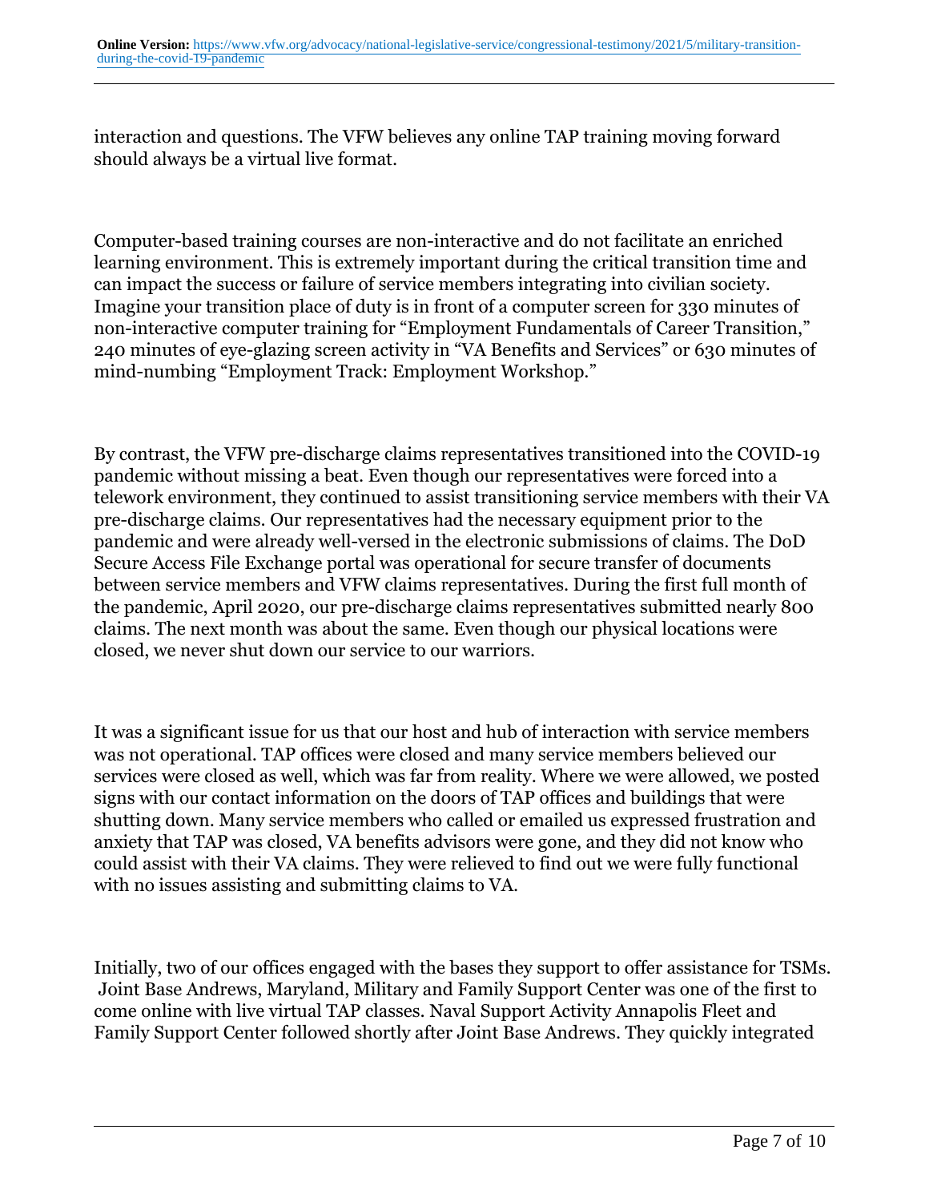interaction and questions. The VFW believes any online TAP training moving forward should always be a virtual live format.

Computer-based training courses are non-interactive and do not facilitate an enriched learning environment. This is extremely important during the critical transition time and can impact the success or failure of service members integrating into civilian society. Imagine your transition place of duty is in front of a computer screen for 330 minutes of non-interactive computer training for "Employment Fundamentals of Career Transition," 240 minutes of eye-glazing screen activity in "VA Benefits and Services" or 630 minutes of mind-numbing "Employment Track: Employment Workshop."

By contrast, the VFW pre-discharge claims representatives transitioned into the COVID-19 pandemic without missing a beat. Even though our representatives were forced into a telework environment, they continued to assist transitioning service members with their VA pre-discharge claims. Our representatives had the necessary equipment prior to the pandemic and were already well-versed in the electronic submissions of claims. The DoD Secure Access File Exchange portal was operational for secure transfer of documents between service members and VFW claims representatives. During the first full month of the pandemic, April 2020, our pre-discharge claims representatives submitted nearly 800 claims. The next month was about the same. Even though our physical locations were closed, we never shut down our service to our warriors.

It was a significant issue for us that our host and hub of interaction with service members was not operational. TAP offices were closed and many service members believed our services were closed as well, which was far from reality. Where we were allowed, we posted signs with our contact information on the doors of TAP offices and buildings that were shutting down. Many service members who called or emailed us expressed frustration and anxiety that TAP was closed, VA benefits advisors were gone, and they did not know who could assist with their VA claims. They were relieved to find out we were fully functional with no issues assisting and submitting claims to VA.

Initially, two of our offices engaged with the bases they support to offer assistance for TSMs. Joint Base Andrews, Maryland, Military and Family Support Center was one of the first to come online with live virtual TAP classes. Naval Support Activity Annapolis Fleet and Family Support Center followed shortly after Joint Base Andrews. They quickly integrated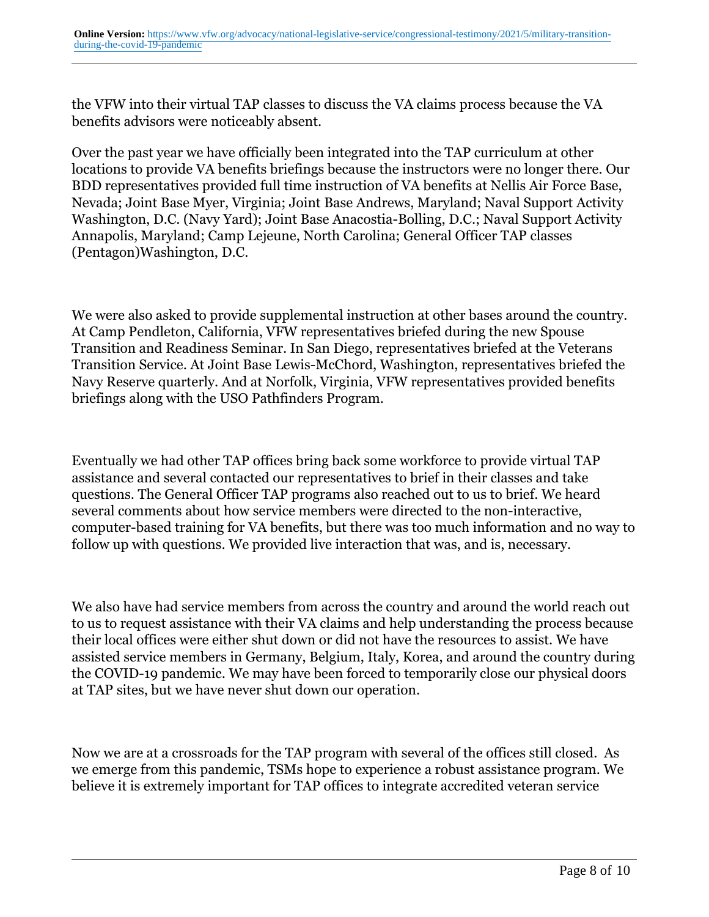the VFW into their virtual TAP classes to discuss the VA claims process because the VA benefits advisors were noticeably absent.

Over the past year we have officially been integrated into the TAP curriculum at other locations to provide VA benefits briefings because the instructors were no longer there. Our BDD representatives provided full time instruction of VA benefits at Nellis Air Force Base, Nevada; Joint Base Myer, Virginia; Joint Base Andrews, Maryland; Naval Support Activity Washington, D.C. (Navy Yard); Joint Base Anacostia-Bolling, D.C.; Naval Support Activity Annapolis, Maryland; Camp Lejeune, North Carolina; General Officer TAP classes (Pentagon)Washington, D.C.

We were also asked to provide supplemental instruction at other bases around the country. At Camp Pendleton, California, VFW representatives briefed during the new Spouse Transition and Readiness Seminar. In San Diego, representatives briefed at the Veterans Transition Service. At Joint Base Lewis-McChord, Washington, representatives briefed the Navy Reserve quarterly. And at Norfolk, Virginia, VFW representatives provided benefits briefings along with the USO Pathfinders Program.

Eventually we had other TAP offices bring back some workforce to provide virtual TAP assistance and several contacted our representatives to brief in their classes and take questions. The General Officer TAP programs also reached out to us to brief. We heard several comments about how service members were directed to the non-interactive, computer-based training for VA benefits, but there was too much information and no way to follow up with questions. We provided live interaction that was, and is, necessary.

We also have had service members from across the country and around the world reach out to us to request assistance with their VA claims and help understanding the process because their local offices were either shut down or did not have the resources to assist. We have assisted service members in Germany, Belgium, Italy, Korea, and around the country during the COVID-19 pandemic. We may have been forced to temporarily close our physical doors at TAP sites, but we have never shut down our operation.

Now we are at a crossroads for the TAP program with several of the offices still closed. As we emerge from this pandemic, TSMs hope to experience a robust assistance program. We believe it is extremely important for TAP offices to integrate accredited veteran service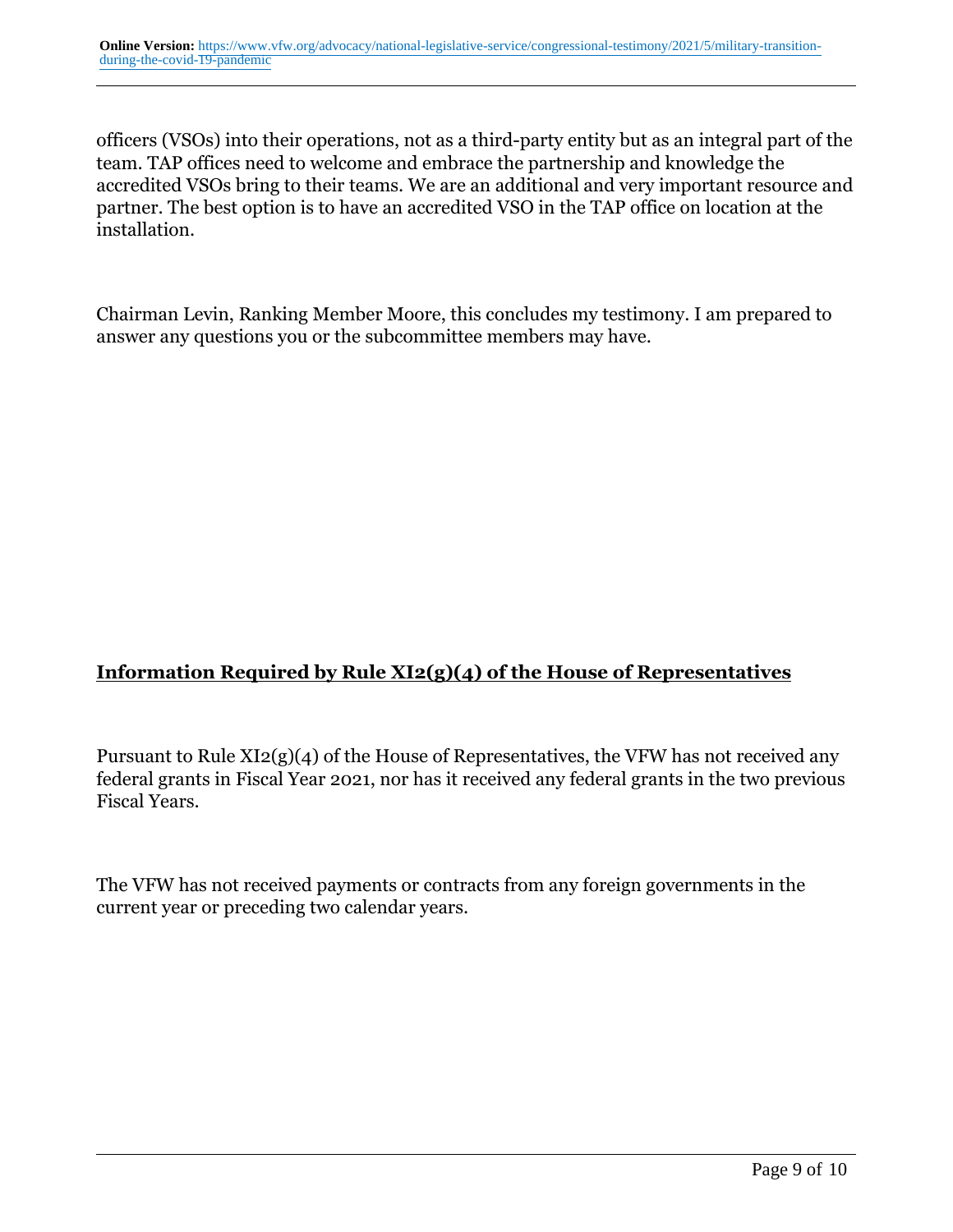officers (VSOs) into their operations, not as a third-party entity but as an integral part of the team. TAP offices need to welcome and embrace the partnership and knowledge the accredited VSOs bring to their teams. We are an additional and very important resource and partner. The best option is to have an accredited VSO in the TAP office on location at the installation.

Chairman Levin, Ranking Member Moore, this concludes my testimony. I am prepared to answer any questions you or the subcommittee members may have.

## Information Required by Rule XI2(g)(4) of the House of Representatives

Pursuant to Rule XI2(g)(4) of the House of Representatives, the VFW has not received any federal grants in Fiscal Year 2021, nor has it received any federal grants in the two previous Fiscal Years.

The VFW has not received payments or contracts from any foreign governments in the current year or preceding two calendar years.